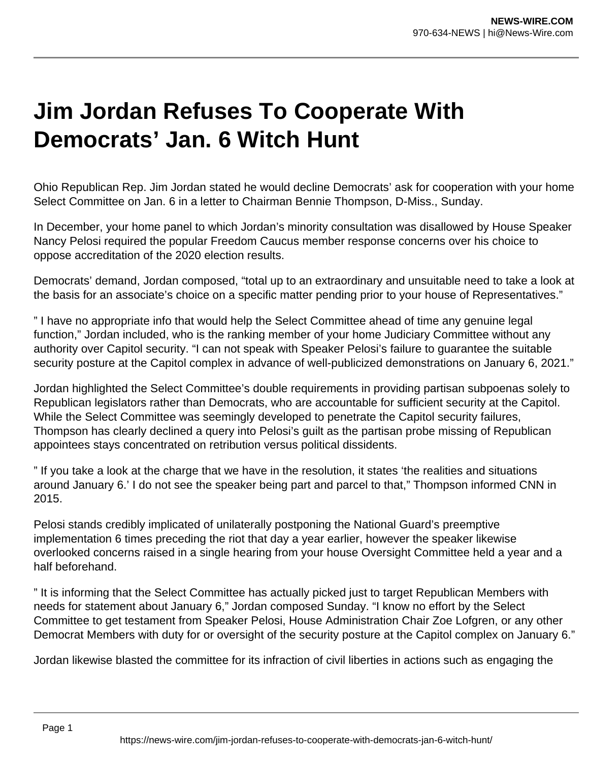# Jim Jordan Refuses To Cooperate With Democrats' Jan. 6 Witch Hunt

Ohio Republican Rep. Jim Jordan stated he would decline Democrats' ask for cooperation with your home Select Committee on Jan. 6 in a letter to Chairman Bennie Thompson, D-Miss., Sunday.

In December, your home panel to which Jordan's minority consultation was disallowed by House Speaker Nancy Pelosi required the popular Freedom Caucus member response concerns over his choice to oppose accreditation of the 2020 election results.

Democrats' demand, Jordan composed, "total up to an extraordinary and unsuitable need to take a look at the basis for an associate's choice on a specific matter pending prior to your house of Representatives."

" I have no appropriate info that would help the Select Committee ahead of time any genuine legal function," Jordan included, who is the ranking member of your home Judiciary Committee without any authority over Capitol security. "I can not speak with Speaker Pelosi's failure to guarantee the suitable security posture at the Capitol complex in advance of well-publicized demonstrations on January 6, 2021."

Jordan highlighted the Select Committee's double requirements in providing partisan subpoenas solely to Republican legislators rather than Democrats, who are accountable for sufficient security at the Capitol. While the Select Committee was seemingly developed to penetrate the Capitol security failures, Thompson has clearly declined a query into Pelosi's guilt as the partisan probe missing of Republican appointees stays concentrated on retribution versus political dissidents.

" If you take a look at the charge that we have in the resolution, it states 'the realities and situations around January 6.' I do not see the speaker being part and parcel to that," Thompson informed CNN in 2015.

Pelosi stands credibly implicated of unilaterally postponing the National Guard's preemptive implementation 6 times preceding the riot that day a year earlier, however the speaker likewise overlooked concerns raised in a single hearing from your house Oversight Committee held a year and a half beforehand.

" It is informing that the Select Committee has actually picked just to target Republican Members with needs for statement about January 6," Jordan composed Sunday. "I know no effort by the Select Committee to get testament from Speaker Pelosi, House Administration Chair Zoe Lofgren, or any other Democrat Members with duty for or oversight of the security posture at the Capitol complex on January 6."

Jordan likewise blasted the committee for its infraction of civil liberties in actions such as engaging the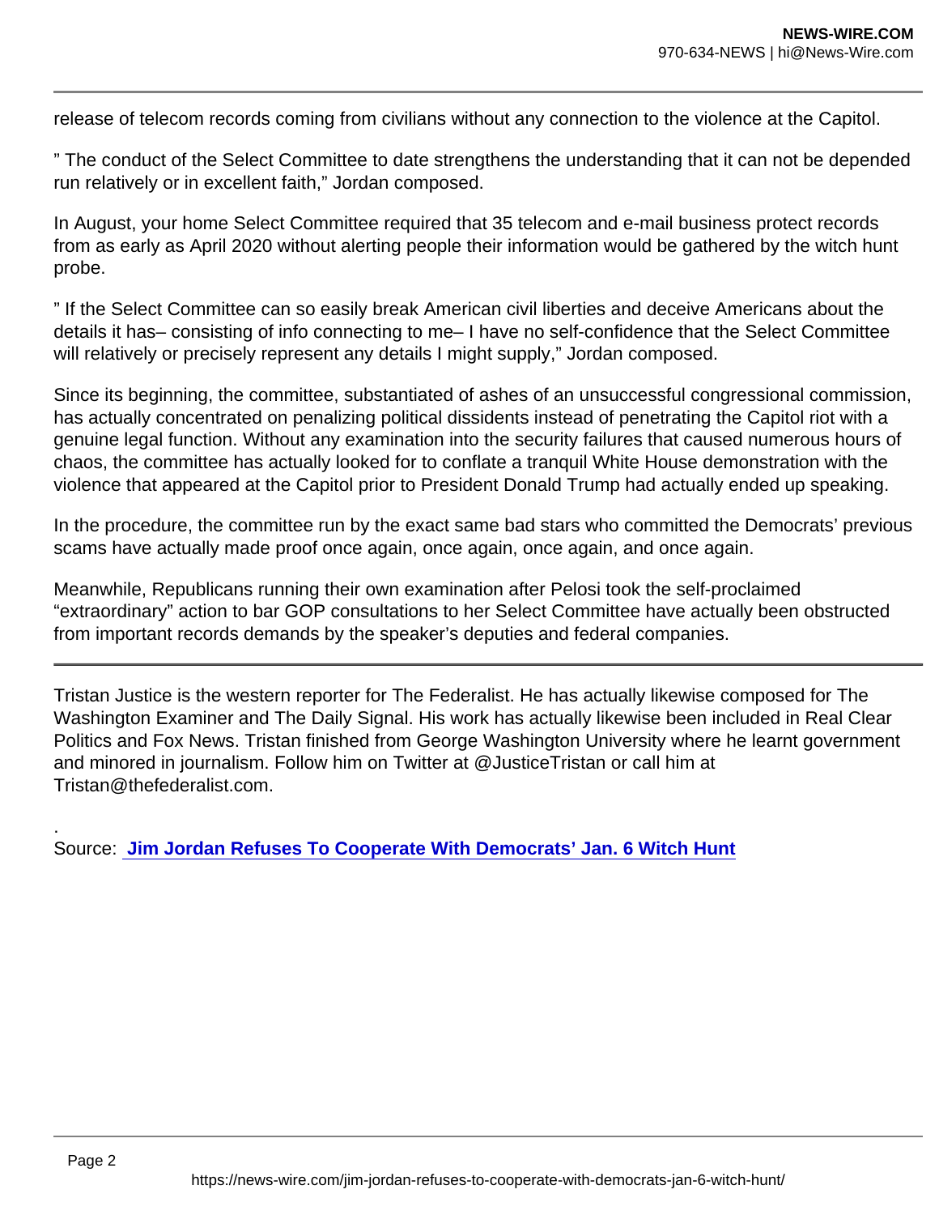release of telecom records coming from civilians without any connection to the violence at the Capitol.

” The conduct of the Select Committee to date strengthens the understanding that it can not be depended run relatively or in excellent faith,” Jordan composed.

In August, your home Select Committee required that 35 telecom and e-mail business protect records from as early as April 2020 without alerting people their information would be gathered by the witch hunt probe.

” If the Select Committee can so easily break American civil liberties and deceive Americans about the details it has– consisting of info connecting to me– I have no self-confidence that the Select Committee will relatively or precisely represent any details I might supply,” Jordan composed.

Since its beginning, the committee, substantiated of ashes of an unsuccessful congressional commission, has actually concentrated on penalizing political dissidents instead of penetrating the Capitol riot with a genuine legal function. Without any examination into the security failures that caused numerous hours of chaos, the committee has actually looked for to conflate a tranquil White House demonstration with the violence that appeared at the Capitol prior to President Donald Trump had actually ended up speaking.

In the procedure, the committee run by the exact same bad stars who committed the Democrats' previous scams have actually made proof once again, once again, once again, and once again.

Meanwhile, Republicans running their own examination after Pelosi took the self-proclaimed “extraordinary” action to bar GOP consultations to her Select Committee have actually been obstructed from important records demands by the speaker's deputies and federal companies.

---

Tristan Justice is the western reporter for The Federalist. He has actually likewise composed for The Washington Examiner and The Daily Signal. His work has actually likewise been included in Real Clear Politics and Fox News. Tristan finished from George Washington University where he learnt government and minored in journalism. Follow him on Twitter at @JusticeTristan or call him at Tristan@thefederalist.com.

.
Source: **Jim Jordan Refuses To Cooperate With Democrats' Jan. 6 Witch Hunt**